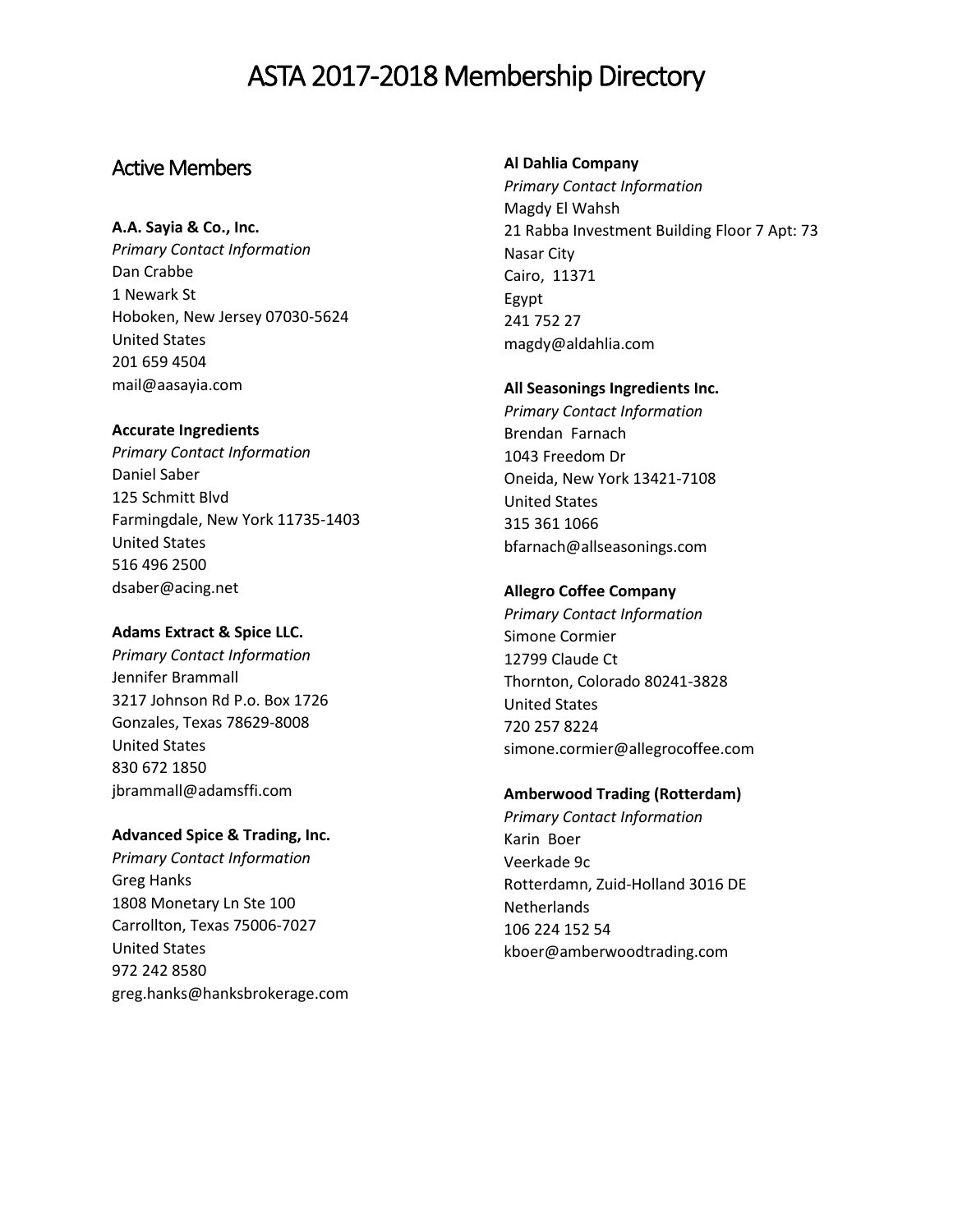# ASTA 2017-2018 Membership Directory

## Active Members

**A.A. Sayia & Co., Inc.**
*Primary Contact Information*
Dan Crabbe
1 Newark St
Hoboken, New Jersey 07030-5624
United States
201 659 4504
mail@aasayia.com

**Accurate Ingredients**
*Primary Contact Information*
Daniel Saber
125 Schmitt Blvd
Farmingdale, New York 11735-1403
United States
516 496 2500
dsaber@acing.net

**Adams Extract & Spice LLC.**
*Primary Contact Information*
Jennifer Brammall
3217 Johnson Rd P.o. Box 1726
Gonzales, Texas 78629-8008
United States
830 672 1850
jbrammall@adamsffi.com

**Advanced Spice & Trading, Inc.**
*Primary Contact Information*
Greg Hanks
1808 Monetary Ln Ste 100
Carrollton, Texas 75006-7027
United States
972 242 8580
greg.hanks@hanksbrokerage.com

**Al Dahlia Company**
*Primary Contact Information*
Magdy El Wahsh
21 Rabba Investment Building Floor 7 Apt: 73
Nasar City
Cairo, 11371
Egypt
241 752 27
magdy@aldahlia.com

**All Seasonings Ingredients Inc.**
*Primary Contact Information*
Brendan Farnach
1043 Freedom Dr
Oneida, New York 13421-7108
United States
315 361 1066
bfarnach@allseasonings.com

**Allegro Coffee Company**
*Primary Contact Information*
Simone Cormier
12799 Claude Ct
Thornton, Colorado 80241-3828
United States
720 257 8224
simone.cormier@allegrocoffee.com

**Amberwood Trading (Rotterdam)**
*Primary Contact Information*
Karin Boer
Veerkade 9c
Rotterdamn, Zuid-Holland 3016 DE
Netherlands
106 224 152 54
kboer@amberwoodtrading.com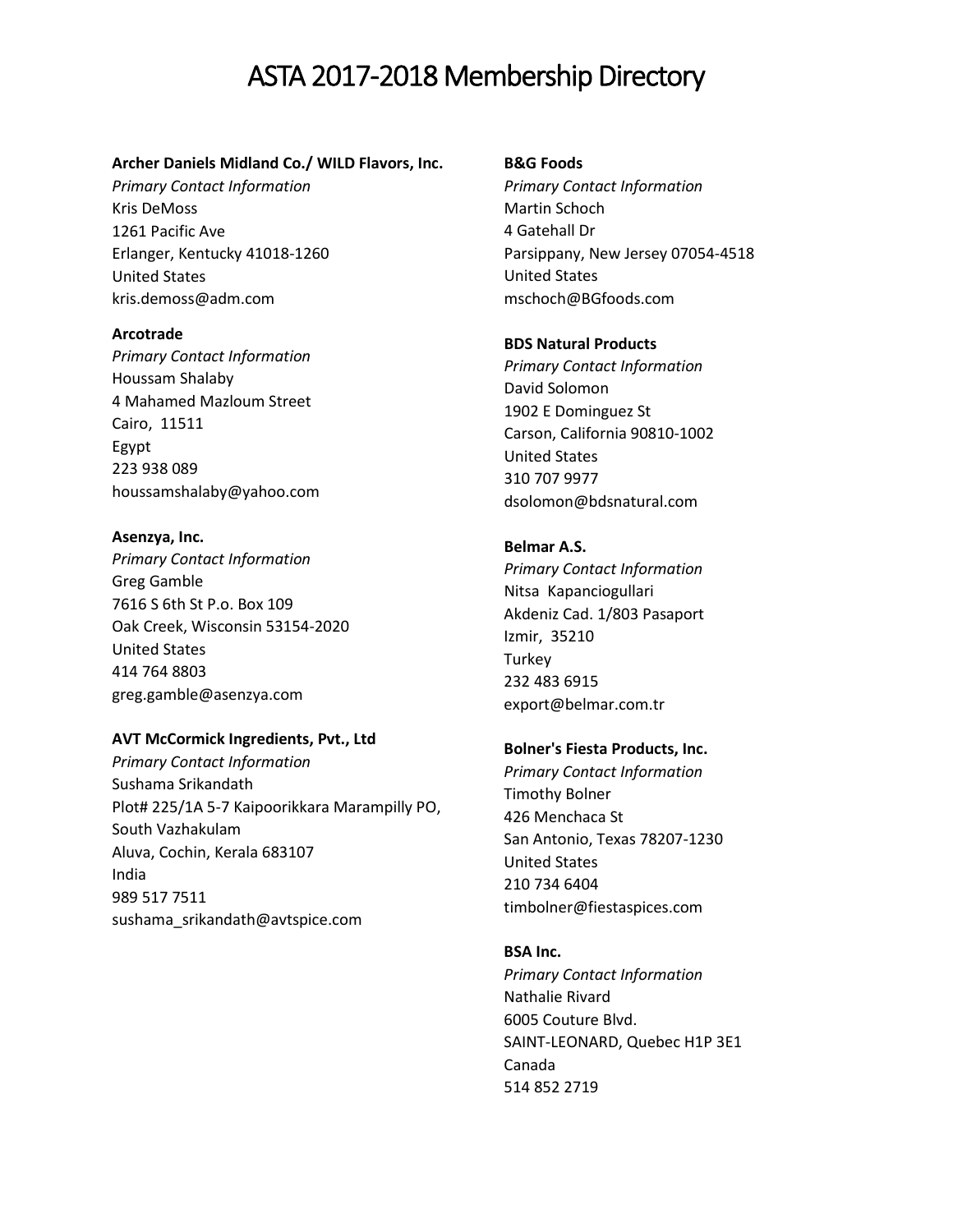# ASTA 2017-2018 Membership Directory

**Archer Daniels Midland Co./ WILD Flavors, Inc.**
*Primary Contact Information*
Kris DeMoss
1261 Pacific Ave
Erlanger, Kentucky 41018-1260
United States
kris.demoss@adm.com

**Arcotrade**
*Primary Contact Information*
Houssam Shalaby
4 Mahamed Mazloum Street
Cairo, 11511
Egypt
223 938 089
houssamshalaby@yahoo.com

**Asenzya, Inc.**
*Primary Contact Information*
Greg Gamble
7616 S 6th St P.o. Box 109
Oak Creek, Wisconsin 53154-2020
United States
414 764 8803
greg.gamble@asenzya.com

**AVT McCormick Ingredients, Pvt., Ltd**
*Primary Contact Information*
Sushama Srikandath
Plot# 225/1A 5-7 Kaipoorikkara Marampilly PO, South Vazhakulam
Aluva, Cochin, Kerala 683107
India
989 517 7511
sushama_srikandath@avtspice.com

**B&G Foods**
*Primary Contact Information*
Martin Schoch
4 Gatehall Dr
Parsippany, New Jersey 07054-4518
United States
mschoch@BGfoods.com

**BDS Natural Products**
*Primary Contact Information*
David Solomon
1902 E Dominguez St
Carson, California 90810-1002
United States
310 707 9977
dsolomon@bdsnatural.com

**Belmar A.S.**
*Primary Contact Information*
Nitsa Kapanciogullari
Akdeniz Cad. 1/803 Pasaport
Izmir, 35210
Turkey
232 483 6915
export@belmar.com.tr

**Bolner's Fiesta Products, Inc.**
*Primary Contact Information*
Timothy Bolner
426 Menchaca St
San Antonio, Texas 78207-1230
United States
210 734 6404
timbolner@fiestaspices.com

**BSA Inc.**
*Primary Contact Information*
Nathalie Rivard
6005 Couture Blvd.
SAINT-LEONARD, Quebec H1P 3E1
Canada
514 852 2719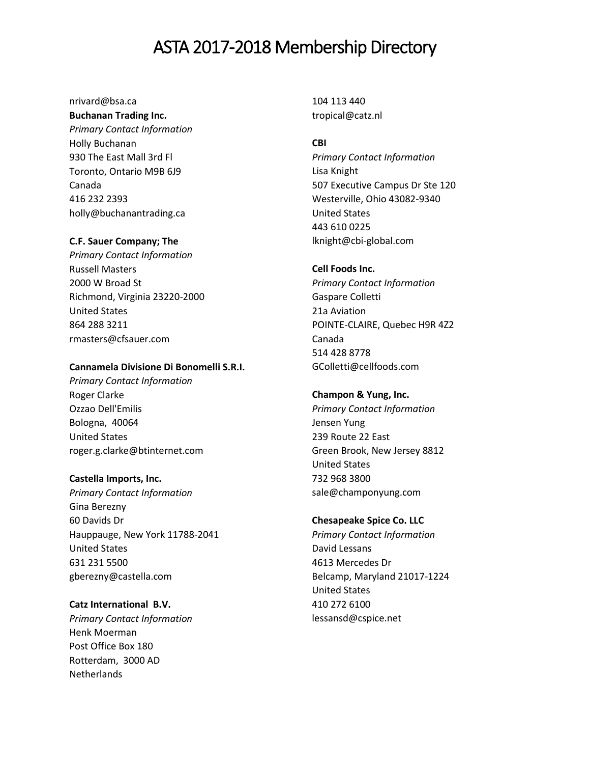nrivard@bsa.ca

**Buchanan Trading Inc.**
*Primary Contact Information*
Holly Buchanan
930 The East Mall 3rd Fl
Toronto, Ontario M9B 6J9
Canada
416 232 2393
holly@buchanantrading.ca

**C.F. Sauer Company; The**
*Primary Contact Information*
Russell Masters
2000 W Broad St
Richmond, Virginia 23220-2000
United States
864 288 3211
rmasters@cfsauer.com

**Cannamela Divisione Di Bonomelli S.R.I.**
*Primary Contact Information*
Roger Clarke
Ozzao Dell'Emilis
Bologna, 40064
United States
roger.g.clarke@btinternet.com

**Castella Imports, Inc.**
*Primary Contact Information*
Gina Berezny
60 Davids Dr
Hauppauge, New York 11788-2041
United States
631 231 5500
gberezny@castella.com

**Catz International B.V.**
*Primary Contact Information*
Henk Moerman
Post Office Box 180
Rotterdam, 3000 AD
Netherlands
104 113 440
tropical@catz.nl

**CBI**
*Primary Contact Information*
Lisa Knight
507 Executive Campus Dr Ste 120
Westerville, Ohio 43082-9340
United States
443 610 0225
lknight@cbi-global.com

**Cell Foods Inc.**
*Primary Contact Information*
Gaspare Colletti
21a Aviation
POINTE-CLAIRE, Quebec H9R 4Z2
Canada
514 428 8778
GColletti@cellfoods.com

**Champon & Yung, Inc.**
*Primary Contact Information*
Jensen Yung
239 Route 22 East
Green Brook, New Jersey 8812
United States
732 968 3800
sale@champonyung.com

**Chesapeake Spice Co. LLC**
*Primary Contact Information*
David Lessans
4613 Mercedes Dr
Belcamp, Maryland 21017-1224
United States
410 272 6100
lessansd@cspice.net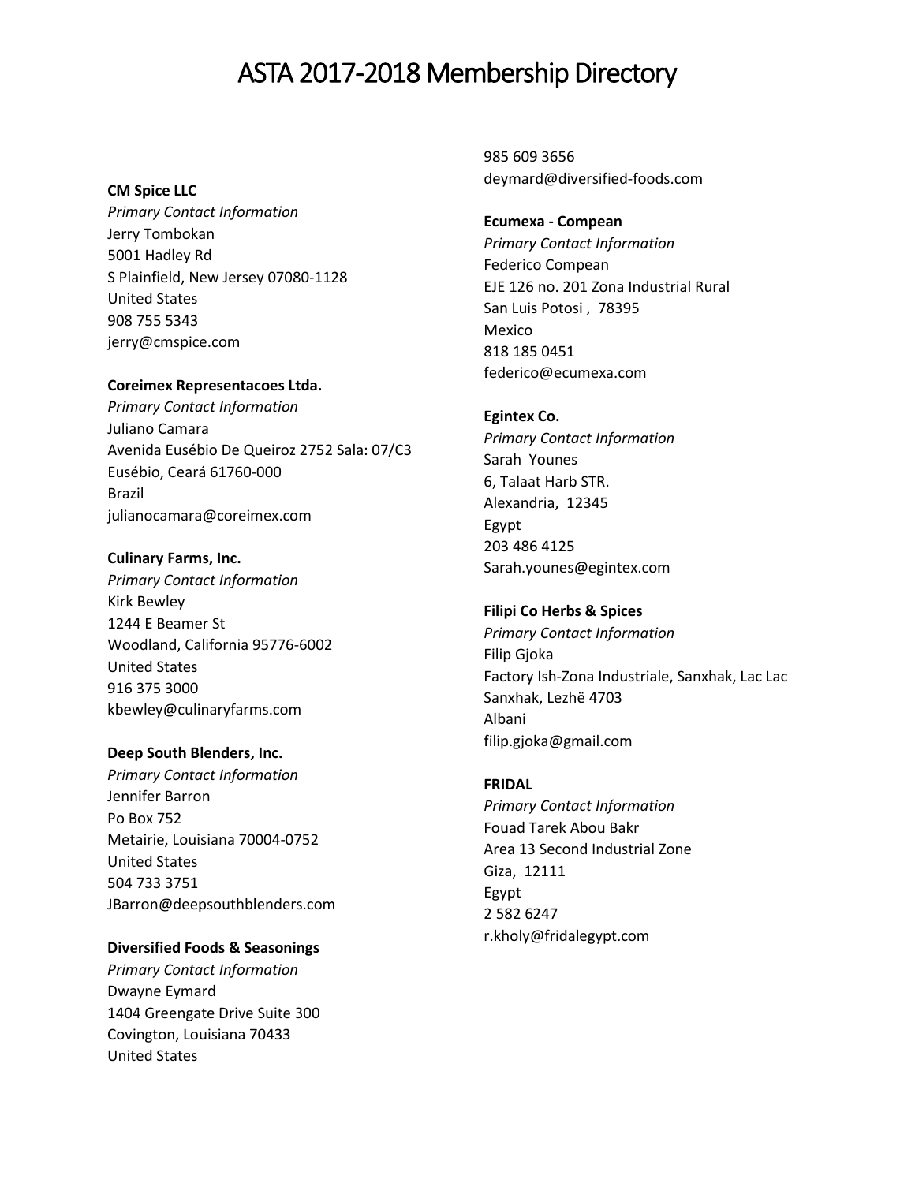# ASTA 2017-2018 Membership Directory

**CM Spice LLC**
*Primary Contact Information*
Jerry Tombokan
5001 Hadley Rd
S Plainfield, New Jersey 07080-1128
United States
908 755 5343
jerry@cmspice.com

**Coreimex Representacoes Ltda.**
*Primary Contact Information*
Juliano Camara
Avenida Eusébio De Queiroz 2752 Sala: 07/C3
Eusébio, Ceará 61760-000
Brazil
julianocamara@coreimex.com

**Culinary Farms, Inc.**
*Primary Contact Information*
Kirk Bewley
1244 E Beamer St
Woodland, California 95776-6002
United States
916 375 3000
kbewley@culinaryfarms.com

**Deep South Blenders, Inc.**
*Primary Contact Information*
Jennifer Barron
Po Box 752
Metairie, Louisiana 70004-0752
United States
504 733 3751
JBarron@deepsouthblenders.com

**Diversified Foods & Seasonings**
*Primary Contact Information*
Dwayne Eymard
1404 Greengate Drive Suite 300
Covington, Louisiana 70433
United States
985 609 3656
deymard@diversified-foods.com

**Ecumexa - Compean**
*Primary Contact Information*
Federico Compean
EJE 126 no. 201 Zona Industrial Rural
San Luis Potosi , 78395
Mexico
818 185 0451
federico@ecumexa.com

**Egintex Co.**
*Primary Contact Information*
Sarah Younes
6, Talaat Harb STR.
Alexandria, 12345
Egypt
203 486 4125
Sarah.younes@egintex.com

**Filipi Co Herbs & Spices**
*Primary Contact Information*
Filip Gjoka
Factory Ish-Zona Industriale, Sanxhak, Lac Lac
Sanxhak, Lezhë 4703
Albani
filip.gjoka@gmail.com

**FRIDAL**
*Primary Contact Information*
Fouad Tarek Abou Bakr
Area 13 Second Industrial Zone
Giza, 12111
Egypt
2 582 6247
r.kholy@fridalegypt.com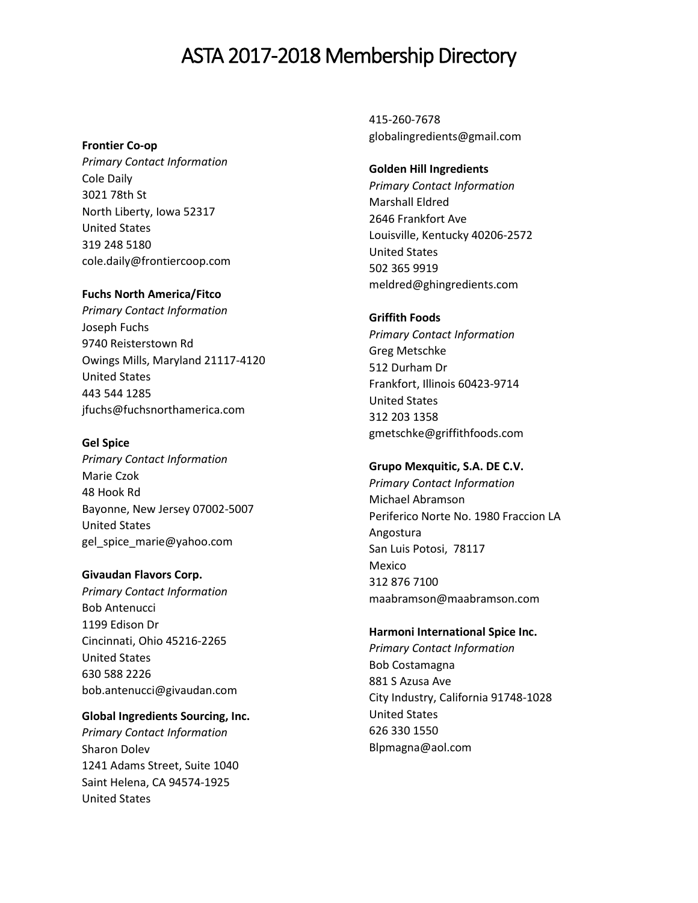# ASTA 2017-2018 Membership Directory

**Frontier Co-op**
*Primary Contact Information*
Cole Daily
3021 78th St
North Liberty, Iowa 52317
United States
319 248 5180
cole.daily@frontiercoop.com

**Fuchs North America/Fitco**
*Primary Contact Information*
Joseph Fuchs
9740 Reisterstown Rd
Owings Mills, Maryland 21117-4120
United States
443 544 1285
jfuchs@fuchsnorthamerica.com

**Gel Spice**
*Primary Contact Information*
Marie Czok
48 Hook Rd
Bayonne, New Jersey 07002-5007
United States
gel_spice_marie@yahoo.com

**Givaudan Flavors Corp.**
*Primary Contact Information*
Bob Antenucci
1199 Edison Dr
Cincinnati, Ohio 45216-2265
United States
630 588 2226
bob.antenucci@givaudan.com

**Global Ingredients Sourcing, Inc.**
*Primary Contact Information*
Sharon Dolev
1241 Adams Street, Suite 1040
Saint Helena, CA 94574-1925
United States
415-260-7678
globalingredients@gmail.com

**Golden Hill Ingredients**
*Primary Contact Information*
Marshall Eldred
2646 Frankfort Ave
Louisville, Kentucky 40206-2572
United States
502 365 9919
meldred@ghingredients.com

**Griffith Foods**
*Primary Contact Information*
Greg Metschke
512 Durham Dr
Frankfort, Illinois 60423-9714
United States
312 203 1358
gmetschke@griffithfoods.com

**Grupo Mexquitic, S.A. DE C.V.**
*Primary Contact Information*
Michael Abramson
Periferico Norte No. 1980 Fraccion LA Angostura
San Luis Potosi, 78117
Mexico
312 876 7100
maabramson@maabramson.com

**Harmoni International Spice Inc.**
*Primary Contact Information*
Bob Costamagna
881 S Azusa Ave
City Industry, California 91748-1028
United States
626 330 1550
Blpmagna@aol.com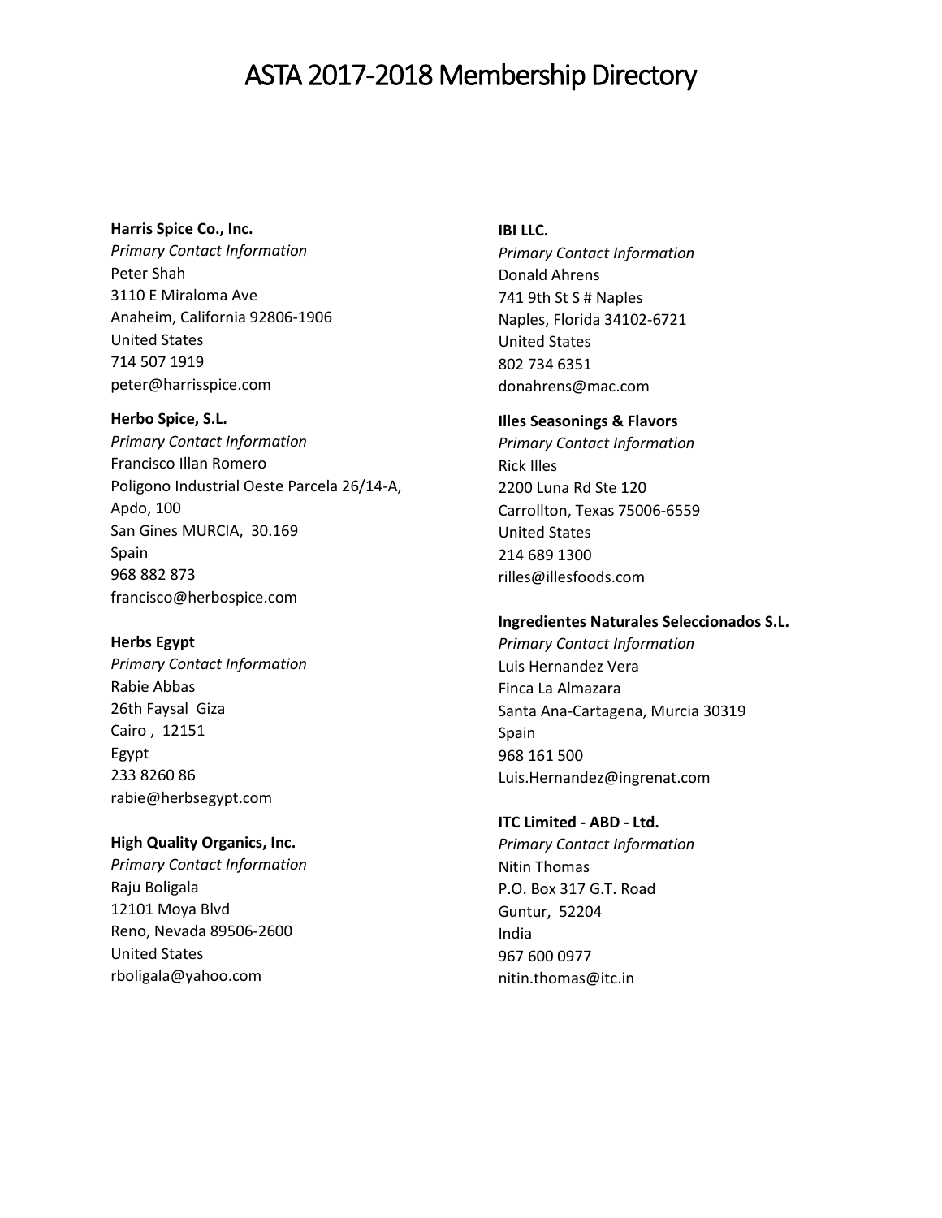# ASTA 2017-2018 Membership Directory

**Harris Spice Co., Inc.**
*Primary Contact Information*
Peter Shah
3110 E Miraloma Ave
Anaheim, California 92806-1906
United States
714 507 1919
peter@harrisspice.com

**Herbo Spice, S.L.**
*Primary Contact Information*
Francisco Illan Romero
Poligono Industrial Oeste Parcela 26/14-A,
Apdo, 100
San Gines MURCIA, 30.169
Spain
968 882 873
francisco@herbospice.com

**Herbs Egypt**
*Primary Contact Information*
Rabie Abbas
26th Faysal Giza
Cairo , 12151
Egypt
233 8260 86
rabie@herbsegypt.com

**High Quality Organics, Inc.**
*Primary Contact Information*
Raju Boligala
12101 Moya Blvd
Reno, Nevada 89506-2600
United States
rboligala@yahoo.com

**IBI LLC.**
*Primary Contact Information*
Donald Ahrens
741 9th St S # Naples
Naples, Florida 34102-6721
United States
802 734 6351
donahrens@mac.com

**Illes Seasonings & Flavors**
*Primary Contact Information*
Rick Illes
2200 Luna Rd Ste 120
Carrollton, Texas 75006-6559
United States
214 689 1300
rilles@illesfoods.com

**Ingredientes Naturales Seleccionados S.L.**
*Primary Contact Information*
Luis Hernandez Vera
Finca La Almazara
Santa Ana-Cartagena, Murcia 30319
Spain
968 161 500
Luis.Hernandez@ingrenat.com

**ITC Limited - ABD - Ltd.**
*Primary Contact Information*
Nitin Thomas
P.O. Box 317 G.T. Road
Guntur, 52204
India
967 600 0977
nitin.thomas@itc.in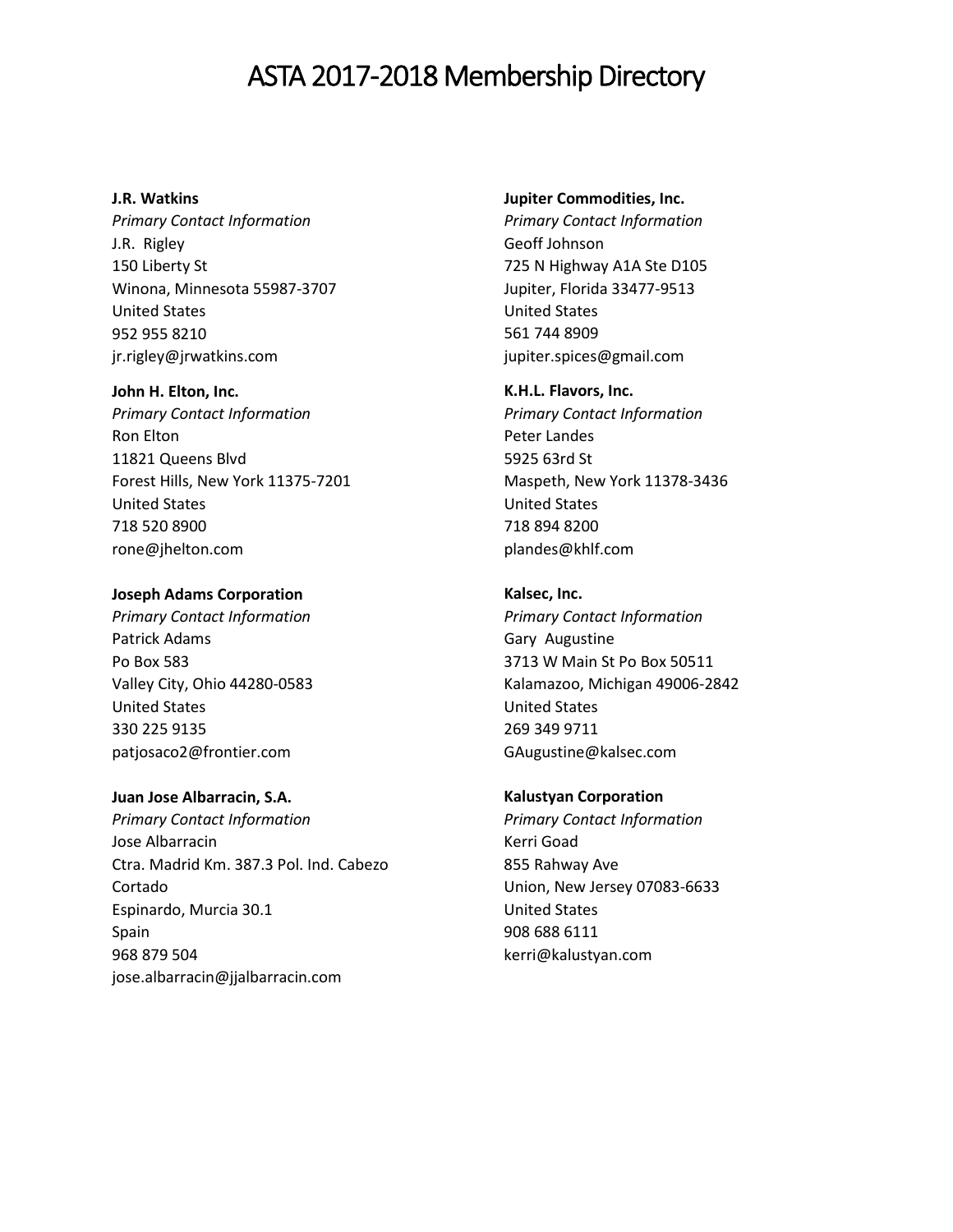# ASTA 2017-2018 Membership Directory

**J.R. Watkins**
*Primary Contact Information*
J.R. Rigley
150 Liberty St
Winona, Minnesota 55987-3707
United States
952 955 8210
jr.rigley@jrwatkins.com

**John H. Elton, Inc.**
*Primary Contact Information*
Ron Elton
11821 Queens Blvd
Forest Hills, New York 11375-7201
United States
718 520 8900
rone@jhelton.com

**Joseph Adams Corporation**
*Primary Contact Information*
Patrick Adams
Po Box 583
Valley City, Ohio 44280-0583
United States
330 225 9135
patjosaco2@frontier.com

**Juan Jose Albarracin, S.A.**
*Primary Contact Information*
Jose Albarracin
Ctra. Madrid Km. 387.3 Pol. Ind. Cabezo Cortado
Espinardo, Murcia 30.1
Spain
968 879 504
jose.albarracin@jjalbarracin.com

**Jupiter Commodities, Inc.**
*Primary Contact Information*
Geoff Johnson
725 N Highway A1A Ste D105
Jupiter, Florida 33477-9513
United States
561 744 8909
jupiter.spices@gmail.com

**K.H.L. Flavors, Inc.**
*Primary Contact Information*
Peter Landes
5925 63rd St
Maspeth, New York 11378-3436
United States
718 894 8200
plandes@khlf.com

**Kalsec, Inc.**
*Primary Contact Information*
Gary Augustine
3713 W Main St Po Box 50511
Kalamazoo, Michigan 49006-2842
United States
269 349 9711
GAugustine@kalsec.com

**Kalustyan Corporation**
*Primary Contact Information*
Kerri Goad
855 Rahway Ave
Union, New Jersey 07083-6633
United States
908 688 6111
kerri@kalustyan.com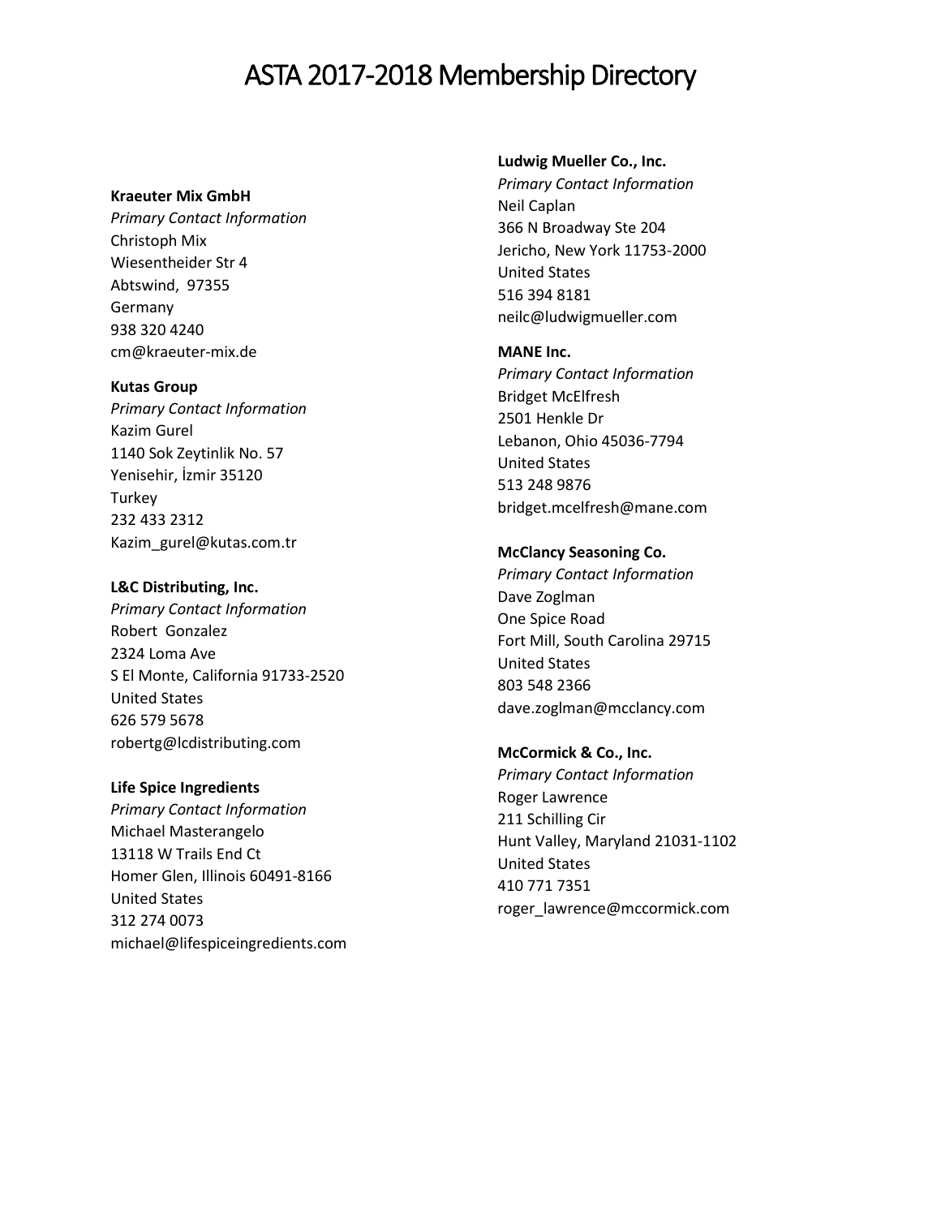# ASTA 2017-2018 Membership Directory

**Kraeuter Mix GmbH**
*Primary Contact Information*
Christoph Mix
Wiesentheider Str 4
Abtswind,  97355
Germany
938 320 4240
cm@kraeuter-mix.de

**Kutas Group**
*Primary Contact Information*
Kazim Gurel
1140 Sok Zeytinlik No. 57
Yenisehir, İzmir 35120
Turkey
232 433 2312
Kazim_gurel@kutas.com.tr

**L&C Distributing, Inc.**
*Primary Contact Information*
Robert  Gonzalez
2324 Loma Ave
S El Monte, California 91733-2520
United States
626 579 5678
robertg@lcdistributing.com

**Life Spice Ingredients**
*Primary Contact Information*
Michael Masterangelo
13118 W Trails End Ct
Homer Glen, Illinois 60491-8166
United States
312 274 0073
michael@lifespiceingredients.com

**Ludwig Mueller Co., Inc.**
*Primary Contact Information*
Neil Caplan
366 N Broadway Ste 204
Jericho, New York 11753-2000
United States
516 394 8181
neilc@ludwigmueller.com

**MANE Inc.**
*Primary Contact Information*
Bridget McElfresh
2501 Henkle Dr
Lebanon, Ohio 45036-7794
United States
513 248 9876
bridget.mcelfresh@mane.com

**McClancy Seasoning Co.**
*Primary Contact Information*
Dave Zoglman
One Spice Road
Fort Mill, South Carolina 29715
United States
803 548 2366
dave.zoglman@mcclancy.com

**McCormick & Co., Inc.**
*Primary Contact Information*
Roger Lawrence
211 Schilling Cir
Hunt Valley, Maryland 21031-1102
United States
410 771 7351
roger_lawrence@mccormick.com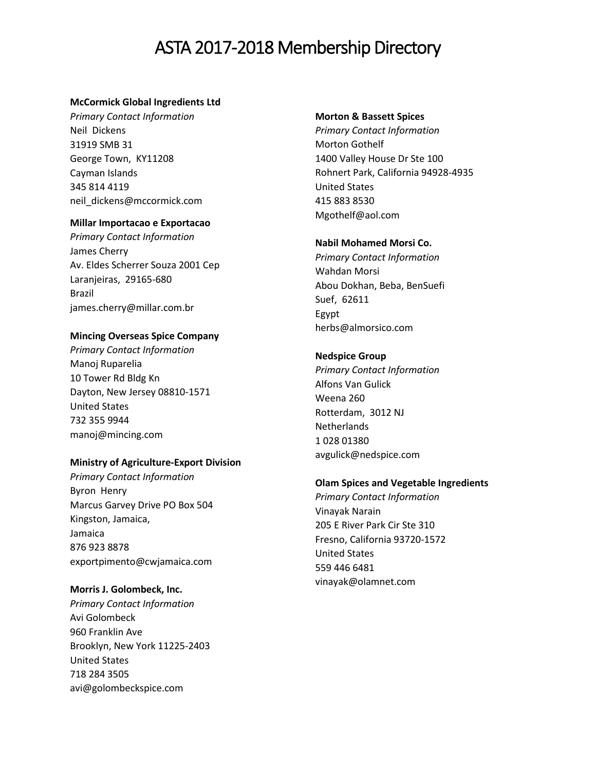# ASTA 2017-2018 Membership Directory

**McCormick Global Ingredients Ltd**
*Primary Contact Information*
Neil Dickens
31919 SMB 31
George Town, KY11208
Cayman Islands
345 814 4119
neil_dickens@mccormick.com

**Millar Importacao e Exportacao**
*Primary Contact Information*
James Cherry
Av. Eldes Scherrer Souza 2001 Cep
Laranjeiras, 29165-680
Brazil
james.cherry@millar.com.br

**Mincing Overseas Spice Company**
*Primary Contact Information*
Manoj Ruparelia
10 Tower Rd Bldg Kn
Dayton, New Jersey 08810-1571
United States
732 355 9944
manoj@mincing.com

**Ministry of Agriculture-Export Division**
*Primary Contact Information*
Byron Henry
Marcus Garvey Drive PO Box 504
Kingston, Jamaica,
Jamaica
876 923 8878
exportpimento@cwjamaica.com

**Morris J. Golombeck, Inc.**
*Primary Contact Information*
Avi Golombeck
960 Franklin Ave
Brooklyn, New York 11225-2403
United States
718 284 3505
avi@golombeckspice.com

**Morton & Bassett Spices**
*Primary Contact Information*
Morton Gothelf
1400 Valley House Dr Ste 100
Rohnert Park, California 94928-4935
United States
415 883 8530
Mgothelf@aol.com

**Nabil Mohamed Morsi Co.**
*Primary Contact Information*
Wahdan Morsi
Abou Dokhan, Beba, BenSuefi
Suef, 62611
Egypt
herbs@almorsico.com

**Nedspice Group**
*Primary Contact Information*
Alfons Van Gulick
Weena 260
Rotterdam, 3012 NJ
Netherlands
1 028 01380
avgulick@nedspice.com

**Olam Spices and Vegetable Ingredients**
*Primary Contact Information*
Vinayak Narain
205 E River Park Cir Ste 310
Fresno, California 93720-1572
United States
559 446 6481
vinayak@olamnet.com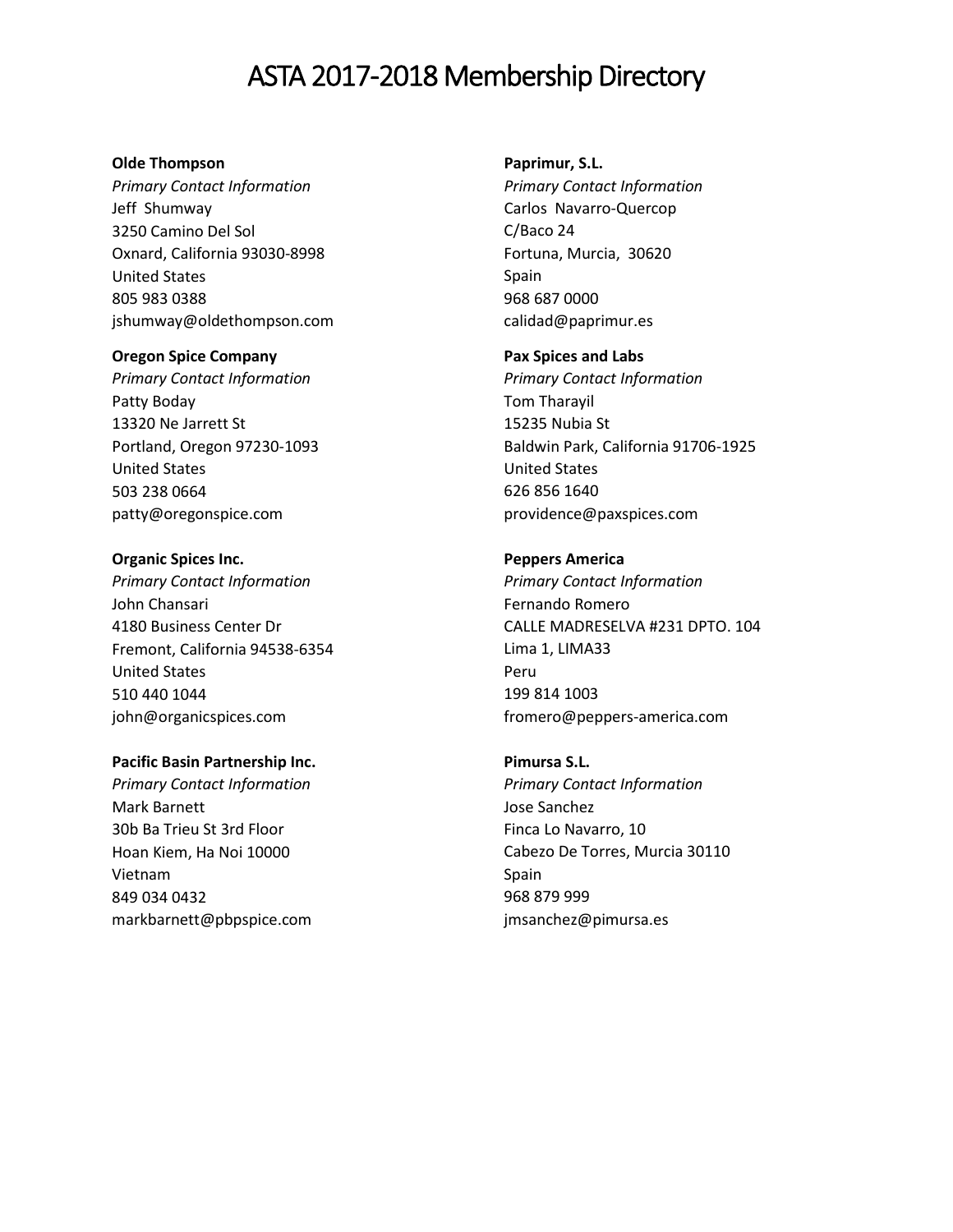# ASTA 2017-2018 Membership Directory

**Olde Thompson**
*Primary Contact Information*
Jeff Shumway
3250 Camino Del Sol
Oxnard, California 93030-8998
United States
805 983 0388
jshumway@oldethompson.com

**Oregon Spice Company**
*Primary Contact Information*
Patty Boday
13320 Ne Jarrett St
Portland, Oregon 97230-1093
United States
503 238 0664
patty@oregonspice.com

**Organic Spices Inc.**
*Primary Contact Information*
John Chansari
4180 Business Center Dr
Fremont, California 94538-6354
United States
510 440 1044
john@organicspices.com

**Pacific Basin Partnership Inc.**
*Primary Contact Information*
Mark Barnett
30b Ba Trieu St 3rd Floor
Hoan Kiem, Ha Noi 10000
Vietnam
849 034 0432
markbarnett@pbpspice.com

**Paprimur, S.L.**
*Primary Contact Information*
Carlos Navarro-Quercop
C/Baco 24
Fortuna, Murcia, 30620
Spain
968 687 0000
calidad@paprimur.es

**Pax Spices and Labs**
*Primary Contact Information*
Tom Tharayil
15235 Nubia St
Baldwin Park, California 91706-1925
United States
626 856 1640
providence@paxspices.com

**Peppers America**
*Primary Contact Information*
Fernando Romero
CALLE MADRESELVA #231 DPTO. 104
Lima 1, LIMA33
Peru
199 814 1003
fromero@peppers-america.com

**Pimursa S.L.**
*Primary Contact Information*
Jose Sanchez
Finca Lo Navarro, 10
Cabezo De Torres, Murcia 30110
Spain
968 879 999
jmsanchez@pimursa.es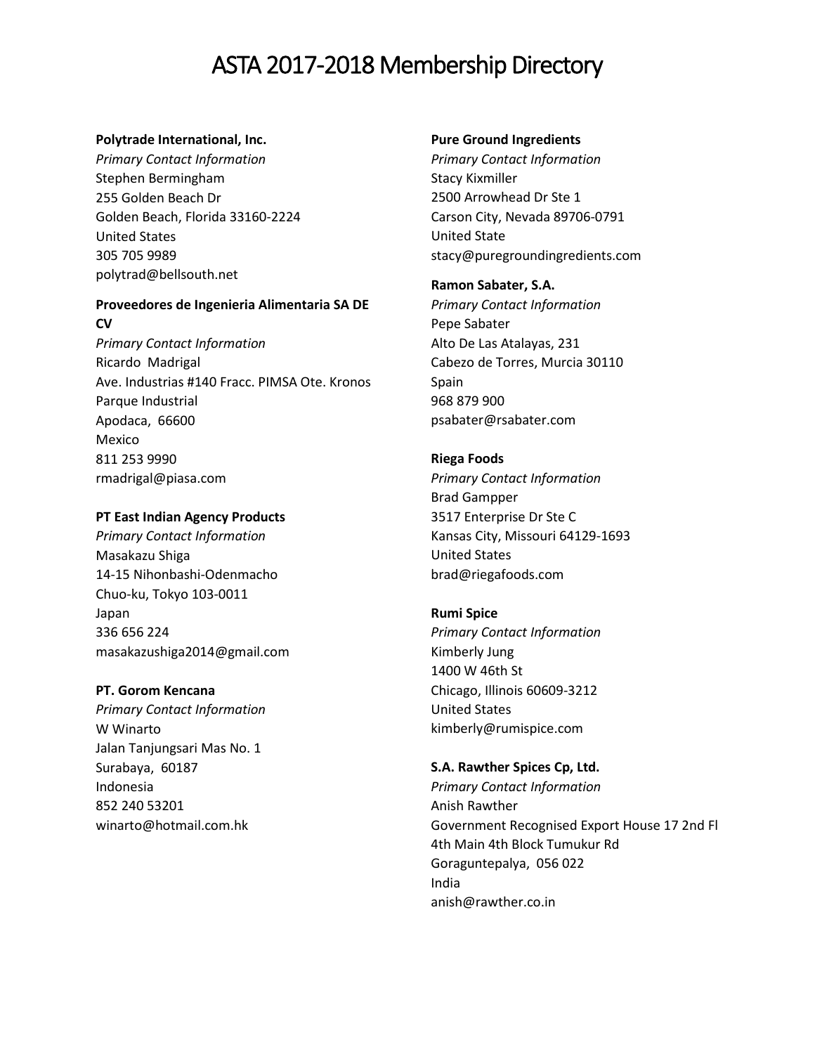# ASTA 2017-2018 Membership Directory

**Polytrade International, Inc.**
*Primary Contact Information*
Stephen Bermingham
255 Golden Beach Dr
Golden Beach, Florida 33160-2224
United States
305 705 9989
polytrad@bellsouth.net

**Proveedores de Ingenieria Alimentaria SA DE CV**
*Primary Contact Information*
Ricardo  Madrigal
Ave. Industrias #140 Fracc. PIMSA Ote. Kronos Parque Industrial
Apodaca,  66600
Mexico
811 253 9990
rmadrigal@piasa.com

**PT East Indian Agency Products**
*Primary Contact Information*
Masakazu Shiga
14-15 Nihonbashi-Odenmacho
Chuo-ku, Tokyo 103-0011
Japan
336 656 224
masakazushiga2014@gmail.com

**PT. Gorom Kencana**
*Primary Contact Information*
W Winarto
Jalan Tanjungsari Mas No. 1
Surabaya,  60187
Indonesia
852 240 53201
winarto@hotmail.com.hk

**Pure Ground Ingredients**
*Primary Contact Information*
Stacy Kixmiller
2500 Arrowhead Dr Ste 1
Carson City, Nevada 89706-0791
United State
stacy@puregroundingredients.com

**Ramon Sabater, S.A.**
*Primary Contact Information*
Pepe Sabater
Alto De Las Atalayas, 231
Cabezo de Torres, Murcia 30110
Spain
968 879 900
psabater@rsabater.com

**Riega Foods**
*Primary Contact Information*
Brad Gampper
3517 Enterprise Dr Ste C
Kansas City, Missouri 64129-1693
United States
brad@riegafoods.com

**Rumi Spice**
*Primary Contact Information*
Kimberly Jung
1400 W 46th St
Chicago, Illinois 60609-3212
United States
kimberly@rumispice.com

**S.A. Rawther Spices Cp, Ltd.**
*Primary Contact Information*
Anish Rawther
Government Recognised Export House 17 2nd Fl 4th Main 4th Block Tumukur Rd
Goraguntepalya,  056 022
India
anish@rawther.co.in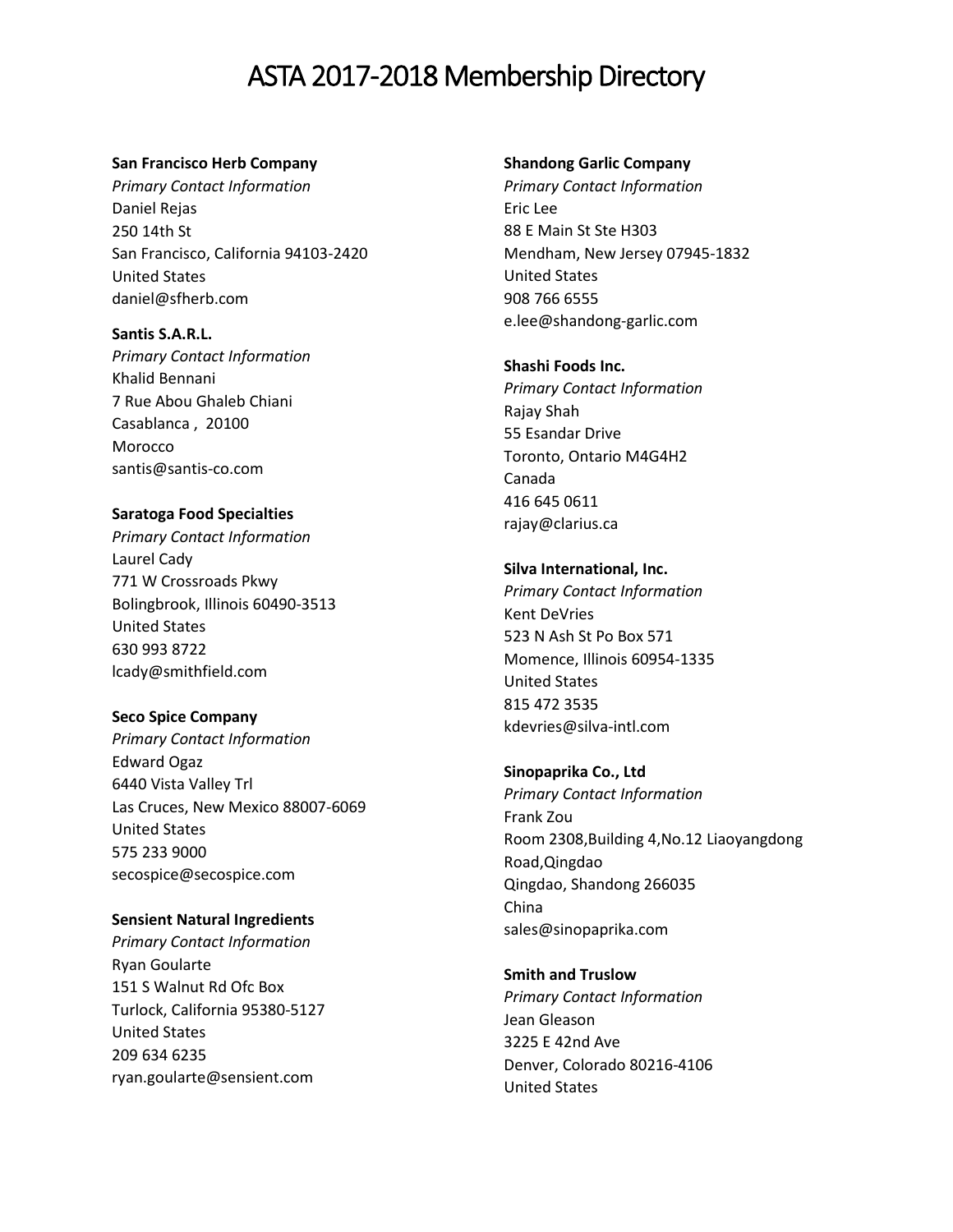# ASTA 2017-2018 Membership Directory

**San Francisco Herb Company**
*Primary Contact Information*
Daniel Rejas
250 14th St
San Francisco, California 94103-2420
United States
daniel@sfherb.com

**Santis S.A.R.L.**
*Primary Contact Information*
Khalid Bennani
7 Rue Abou Ghaleb Chiani
Casablanca , 20100
Morocco
santis@santis-co.com

**Saratoga Food Specialties**
*Primary Contact Information*
Laurel Cady
771 W Crossroads Pkwy
Bolingbrook, Illinois 60490-3513
United States
630 993 8722
lcady@smithfield.com

**Seco Spice Company**
*Primary Contact Information*
Edward Ogaz
6440 Vista Valley Trl
Las Cruces, New Mexico 88007-6069
United States
575 233 9000
secospice@secospice.com

**Sensient Natural Ingredients**
*Primary Contact Information*
Ryan Goularte
151 S Walnut Rd Ofc Box
Turlock, California 95380-5127
United States
209 634 6235
ryan.goularte@sensient.com

**Shandong Garlic Company**
*Primary Contact Information*
Eric Lee
88 E Main St Ste H303
Mendham, New Jersey 07945-1832
United States
908 766 6555
e.lee@shandong-garlic.com

**Shashi Foods Inc.**
*Primary Contact Information*
Rajay Shah
55 Esandar Drive
Toronto, Ontario M4G4H2
Canada
416 645 0611
rajay@clarius.ca

**Silva International, Inc.**
*Primary Contact Information*
Kent DeVries
523 N Ash St Po Box 571
Momence, Illinois 60954-1335
United States
815 472 3535
kdevries@silva-intl.com

**Sinopaprika Co., Ltd**
*Primary Contact Information*
Frank Zou
Room 2308,Building 4,No.12 Liaoyangdong Road,Qingdao
Qingdao, Shandong 266035
China
sales@sinopaprika.com

**Smith and Truslow**
*Primary Contact Information*
Jean Gleason
3225 E 42nd Ave
Denver, Colorado 80216-4106
United States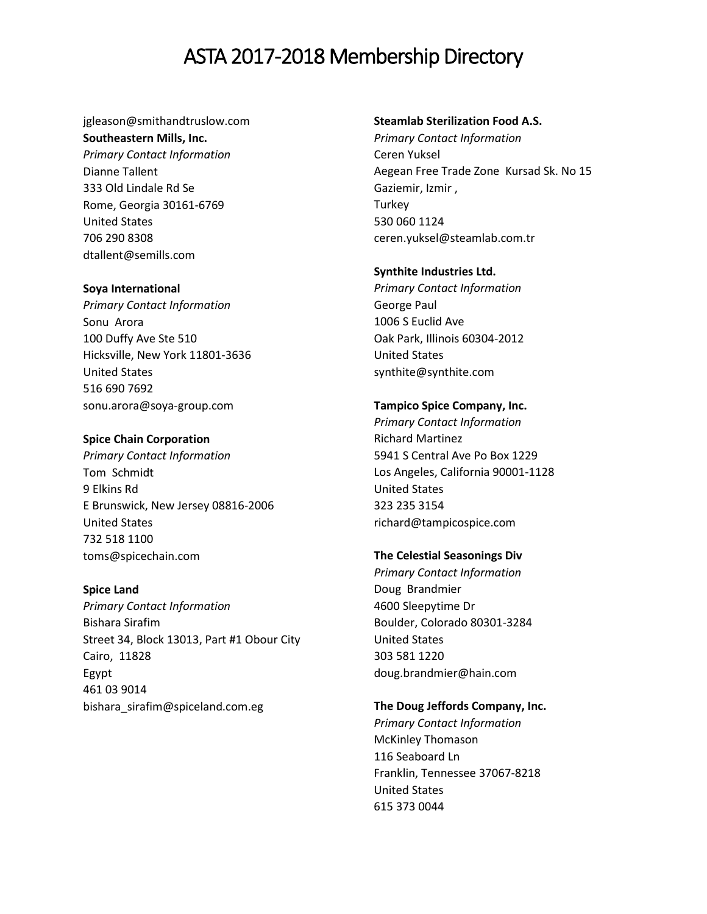jgleason@smithandtruslow.com

**Southeastern Mills, Inc.**
*Primary Contact Information*
Dianne Tallent
333 Old Lindale Rd Se
Rome, Georgia 30161-6769
United States
706 290 8308
dtallent@semills.com

**Soya International**
*Primary Contact Information*
Sonu Arora
100 Duffy Ave Ste 510
Hicksville, New York 11801-3636
United States
516 690 7692
sonu.arora@soya-group.com

**Spice Chain Corporation**
*Primary Contact Information*
Tom Schmidt
9 Elkins Rd
E Brunswick, New Jersey 08816-2006
United States
732 518 1100
toms@spicechain.com

**Spice Land**
*Primary Contact Information*
Bishara Sirafim
Street 34, Block 13013, Part #1 Obour City
Cairo, 11828
Egypt
461 03 9014
bishara_sirafim@spiceland.com.eg

**Steamlab Sterilization Food A.S.**
*Primary Contact Information*
Ceren Yuksel
Aegean Free Trade Zone Kursad Sk. No 15
Gaziemir, Izmir ,
Turkey
530 060 1124
ceren.yuksel@steamlab.com.tr

**Synthite Industries Ltd.**
*Primary Contact Information*
George Paul
1006 S Euclid Ave
Oak Park, Illinois 60304-2012
United States
synthite@synthite.com

**Tampico Spice Company, Inc.**
*Primary Contact Information*
Richard Martinez
5941 S Central Ave Po Box 1229
Los Angeles, California 90001-1128
United States
323 235 3154
richard@tampicospice.com

**The Celestial Seasonings Div**
*Primary Contact Information*
Doug Brandmier
4600 Sleepytime Dr
Boulder, Colorado 80301-3284
United States
303 581 1220
doug.brandmier@hain.com

**The Doug Jeffords Company, Inc.**
*Primary Contact Information*
McKinley Thomason
116 Seaboard Ln
Franklin, Tennessee 37067-8218
United States
615 373 0044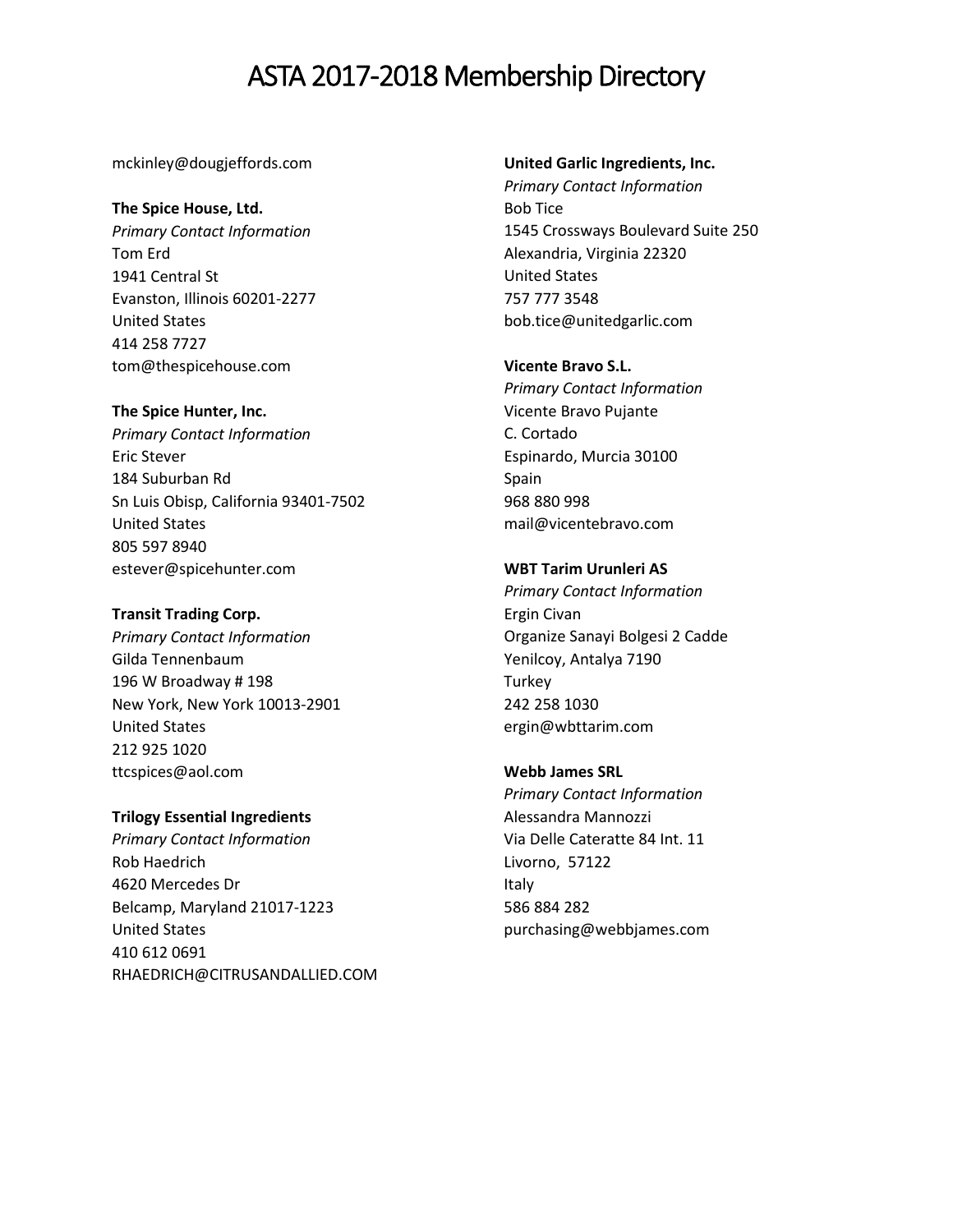mckinley@dougjeffords.com

**The Spice House, Ltd.**
*Primary Contact Information*
Tom Erd
1941 Central St
Evanston, Illinois 60201-2277
United States
414 258 7727
tom@thespicehouse.com

**The Spice Hunter, Inc.**
*Primary Contact Information*
Eric Stever
184 Suburban Rd
Sn Luis Obisp, California 93401-7502
United States
805 597 8940
estever@spicehunter.com

**Transit Trading Corp.**
*Primary Contact Information*
Gilda Tennenbaum
196 W Broadway # 198
New York, New York 10013-2901
United States
212 925 1020
ttcspices@aol.com

**Trilogy Essential Ingredients**
*Primary Contact Information*
Rob Haedrich
4620 Mercedes Dr
Belcamp, Maryland 21017-1223
United States
410 612 0691
RHAEDRICH@CITRUSANDALLIED.COM

**United Garlic Ingredients, Inc.**
*Primary Contact Information*
Bob Tice
1545 Crossways Boulevard Suite 250
Alexandria, Virginia 22320
United States
757 777 3548
bob.tice@unitedgarlic.com

**Vicente Bravo S.L.**
*Primary Contact Information*
Vicente Bravo Pujante
C. Cortado
Espinardo, Murcia 30100
Spain
968 880 998
mail@vicentebravo.com

**WBT Tarim Urunleri AS**
*Primary Contact Information*
Ergin Civan
Organize Sanayi Bolgesi 2 Cadde
Yenilcoy, Antalya 7190
Turkey
242 258 1030
ergin@wbttarim.com

**Webb James SRL**
*Primary Contact Information*
Alessandra Mannozzi
Via Delle Cateratte 84 Int. 11
Livorno, 57122
Italy
586 884 282
purchasing@webbjames.com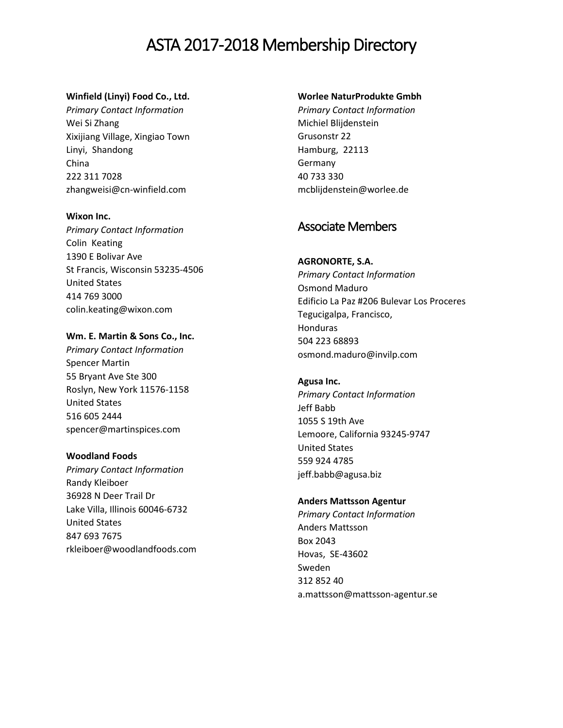# ASTA 2017-2018 Membership Directory

**Winfield (Linyi) Food Co., Ltd.**
*Primary Contact Information*
Wei Si Zhang
Xixijiang Village, Xingiao Town
Linyi, Shandong
China
222 311 7028
zhangweisi@cn-winfield.com

**Wixon Inc.**
*Primary Contact Information*
Colin Keating
1390 E Bolivar Ave
St Francis, Wisconsin 53235-4506
United States
414 769 3000
colin.keating@wixon.com

**Wm. E. Martin & Sons Co., Inc.**
*Primary Contact Information*
Spencer Martin
55 Bryant Ave Ste 300
Roslyn, New York 11576-1158
United States
516 605 2444
spencer@martinspices.com

**Woodland Foods**
*Primary Contact Information*
Randy Kleiboer
36928 N Deer Trail Dr
Lake Villa, Illinois 60046-6732
United States
847 693 7675
rkleiboer@woodlandfoods.com

**Worlee NaturProdukte Gmbh**
*Primary Contact Information*
Michiel Blijdenstein
Grusonstr 22
Hamburg, 22113
Germany
40 733 330
mcblijdenstein@worlee.de

## Associate Members

**AGRONORTE, S.A.**
*Primary Contact Information*
Osmond Maduro
Edificio La Paz #206 Bulevar Los Proceres
Tegucigalpa, Francisco,
Honduras
504 223 68893
osmond.maduro@invilp.com

**Agusa Inc.**
*Primary Contact Information*
Jeff Babb
1055 S 19th Ave
Lemoore, California 93245-9747
United States
559 924 4785
jeff.babb@agusa.biz

**Anders Mattsson Agentur**
*Primary Contact Information*
Anders Mattsson
Box 2043
Hovas, SE-43602
Sweden
312 852 40
a.mattsson@mattsson-agentur.se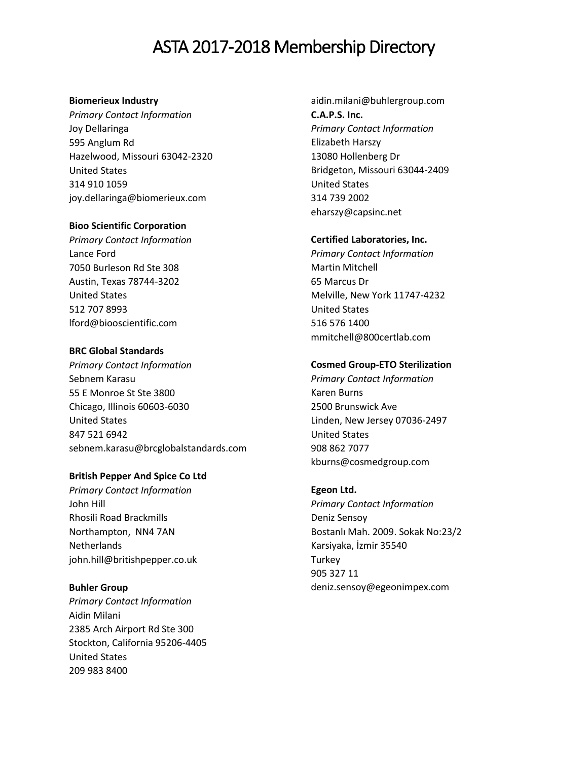# ASTA 2017-2018 Membership Directory

**Biomerieux Industry**
*Primary Contact Information*
Joy Dellaringa
595 Anglum Rd
Hazelwood, Missouri 63042-2320
United States
314 910 1059
joy.dellaringa@biomerieux.com

**Bioo Scientific Corporation**
*Primary Contact Information*
Lance Ford
7050 Burleson Rd Ste 308
Austin, Texas 78744-3202
United States
512 707 8993
lford@biooscientific.com

**BRC Global Standards**
*Primary Contact Information*
Sebnem Karasu
55 E Monroe St Ste 3800
Chicago, Illinois 60603-6030
United States
847 521 6942
sebnem.karasu@brcglobalstandards.com

**British Pepper And Spice Co Ltd**
*Primary Contact Information*
John Hill
Rhosili Road Brackmills
Northampton, NN4 7AN
Netherlands
john.hill@britishpepper.co.uk

**Buhler Group**
*Primary Contact Information*
Aidin Milani
2385 Arch Airport Rd Ste 300
Stockton, California 95206-4405
United States
209 983 8400
aidin.milani@buhlergroup.com

**C.A.P.S. Inc.**
*Primary Contact Information*
Elizabeth Harszy
13080 Hollenberg Dr
Bridgeton, Missouri 63044-2409
United States
314 739 2002
eharszy@capsinc.net

**Certified Laboratories, Inc.**
*Primary Contact Information*
Martin Mitchell
65 Marcus Dr
Melville, New York 11747-4232
United States
516 576 1400
mmitchell@800certlab.com

**Cosmed Group-ETO Sterilization**
*Primary Contact Information*
Karen Burns
2500 Brunswick Ave
Linden, New Jersey 07036-2497
United States
908 862 7077
kburns@cosmedgroup.com

**Egeon Ltd.**
*Primary Contact Information*
Deniz Sensoy
Bostanlı Mah. 2009. Sokak No:23/2
Karsiyaka, İzmir 35540
Turkey
905 327 11
deniz.sensoy@egeonimpex.com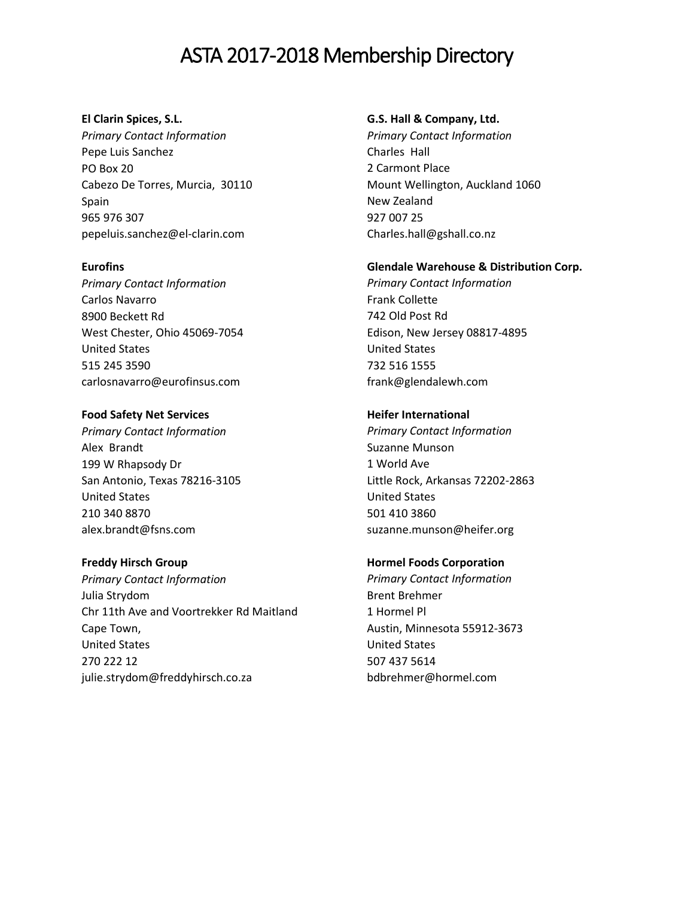# ASTA 2017-2018 Membership Directory

**El Clarin Spices, S.L.**
*Primary Contact Information*
Pepe Luis Sanchez
PO Box 20
Cabezo De Torres, Murcia, 30110
Spain
965 976 307
pepeluis.sanchez@el-clarin.com

**Eurofins**
*Primary Contact Information*
Carlos Navarro
8900 Beckett Rd
West Chester, Ohio 45069-7054
United States
515 245 3590
carlosnavarro@eurofinsus.com

**Food Safety Net Services**
*Primary Contact Information*
Alex Brandt
199 W Rhapsody Dr
San Antonio, Texas 78216-3105
United States
210 340 8870
alex.brandt@fsns.com

**Freddy Hirsch Group**
*Primary Contact Information*
Julia Strydom
Chr 11th Ave and Voortrekker Rd Maitland
Cape Town,
United States
270 222 12
julie.strydom@freddyhirsch.co.za

**G.S. Hall & Company, Ltd.**
*Primary Contact Information*
Charles Hall
2 Carmont Place
Mount Wellington, Auckland 1060
New Zealand
927 007 25
Charles.hall@gshall.co.nz

**Glendale Warehouse & Distribution Corp.**
*Primary Contact Information*
Frank Collette
742 Old Post Rd
Edison, New Jersey 08817-4895
United States
732 516 1555
frank@glendalewh.com

**Heifer International**
*Primary Contact Information*
Suzanne Munson
1 World Ave
Little Rock, Arkansas 72202-2863
United States
501 410 3860
suzanne.munson@heifer.org

**Hormel Foods Corporation**
*Primary Contact Information*
Brent Brehmer
1 Hormel Pl
Austin, Minnesota 55912-3673
United States
507 437 5614
bdbrehmer@hormel.com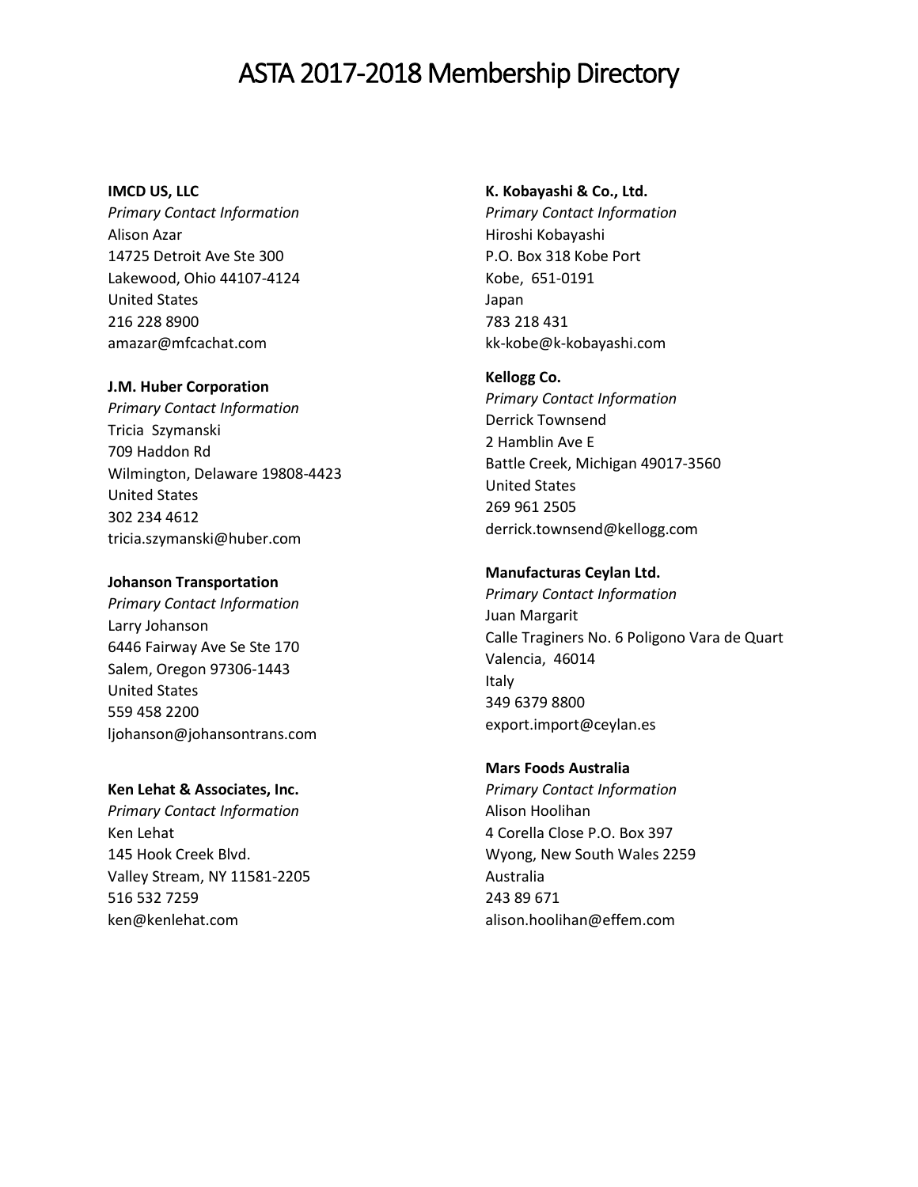# ASTA 2017-2018 Membership Directory

**IMCD US, LLC**
*Primary Contact Information*
Alison Azar
14725 Detroit Ave Ste 300
Lakewood, Ohio 44107-4124
United States
216 228 8900
amazar@mfcachat.com

**J.M. Huber Corporation**
*Primary Contact Information*
Tricia Szymanski
709 Haddon Rd
Wilmington, Delaware 19808-4423
United States
302 234 4612
tricia.szymanski@huber.com

**Johanson Transportation**
*Primary Contact Information*
Larry Johanson
6446 Fairway Ave Se Ste 170
Salem, Oregon 97306-1443
United States
559 458 2200
ljohanson@johansontrans.com

**Ken Lehat & Associates, Inc.**
*Primary Contact Information*
Ken Lehat
145 Hook Creek Blvd.
Valley Stream, NY 11581-2205
516 532 7259
ken@kenlehat.com

**K. Kobayashi & Co., Ltd.**
*Primary Contact Information*
Hiroshi Kobayashi
P.O. Box 318 Kobe Port
Kobe, 651-0191
Japan
783 218 431
kk-kobe@k-kobayashi.com

**Kellogg Co.**
*Primary Contact Information*
Derrick Townsend
2 Hamblin Ave E
Battle Creek, Michigan 49017-3560
United States
269 961 2505
derrick.townsend@kellogg.com

**Manufacturas Ceylan Ltd.**
*Primary Contact Information*
Juan Margarit
Calle Traginers No. 6 Poligono Vara de Quart
Valencia, 46014
Italy
349 6379 8800
export.import@ceylan.es

**Mars Foods Australia**
*Primary Contact Information*
Alison Hoolihan
4 Corella Close P.O. Box 397
Wyong, New South Wales 2259
Australia
243 89 671
alison.hoolihan@effem.com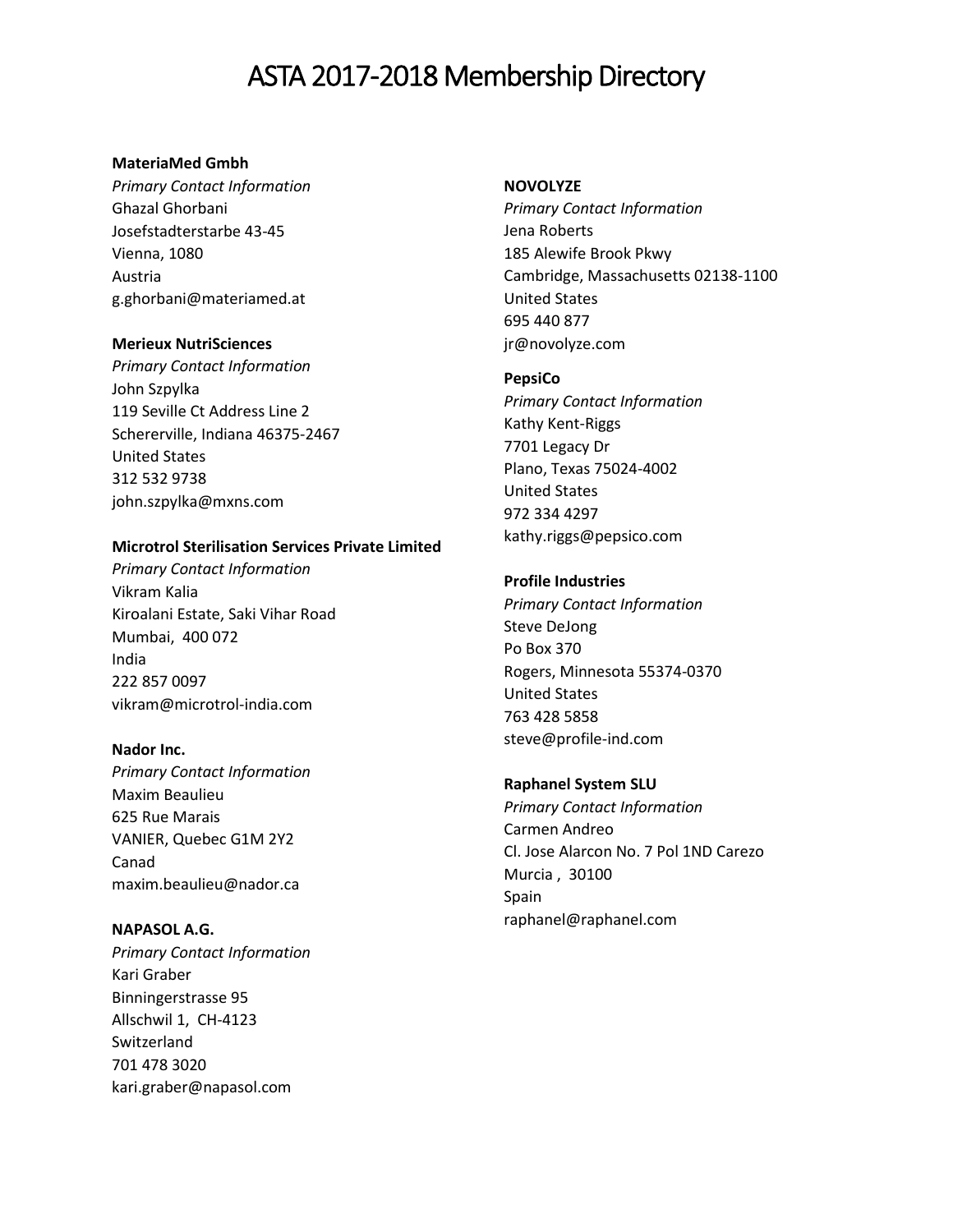# ASTA 2017-2018 Membership Directory

**MateriaMed Gmbh**
*Primary Contact Information*
Ghazal Ghorbani
Josefstadterstarbe 43-45
Vienna, 1080
Austria
g.ghorbani@materiamed.at

**Merieux NutriSciences**
*Primary Contact Information*
John Szpylka
119 Seville Ct Address Line 2
Schererville, Indiana 46375-2467
United States
312 532 9738
john.szpylka@mxns.com

**Microtrol Sterilisation Services Private Limited**
*Primary Contact Information*
Vikram Kalia
Kiroalani Estate, Saki Vihar Road
Mumbai, 400 072
India
222 857 0097
vikram@microtrol-india.com

**Nador Inc.**
*Primary Contact Information*
Maxim Beaulieu
625 Rue Marais
VANIER, Quebec G1M 2Y2
Canad
maxim.beaulieu@nador.ca

**NAPASOL A.G.**
*Primary Contact Information*
Kari Graber
Binningerstrasse 95
Allschwil 1, CH-4123
Switzerland
701 478 3020
kari.graber@napasol.com

**NOVOLYZE**
*Primary Contact Information*
Jena Roberts
185 Alewife Brook Pkwy
Cambridge, Massachusetts 02138-1100
United States
695 440 877
jr@novolyze.com

**PepsiCo**
*Primary Contact Information*
Kathy Kent-Riggs
7701 Legacy Dr
Plano, Texas 75024-4002
United States
972 334 4297
kathy.riggs@pepsico.com

**Profile Industries**
*Primary Contact Information*
Steve DeJong
Po Box 370
Rogers, Minnesota 55374-0370
United States
763 428 5858
steve@profile-ind.com

**Raphanel System SLU**
*Primary Contact Information*
Carmen Andreo
Cl. Jose Alarcon No. 7 Pol 1ND Carezo
Murcia , 30100
Spain
raphanel@raphanel.com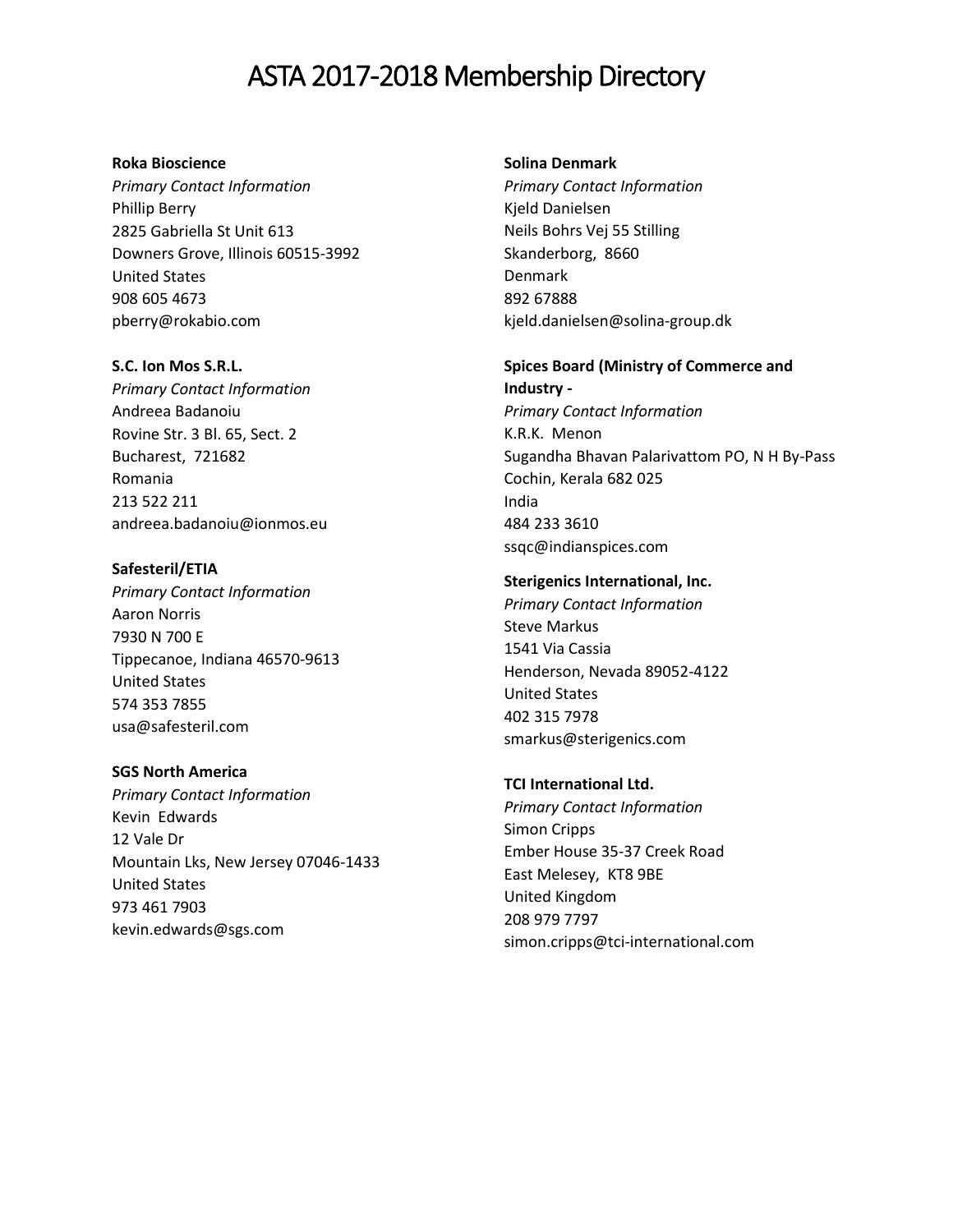# ASTA 2017-2018 Membership Directory

**Roka Bioscience**
*Primary Contact Information*
Phillip Berry
2825 Gabriella St Unit 613
Downers Grove, Illinois 60515-3992
United States
908 605 4673
pberry@rokabio.com

**S.C. Ion Mos S.R.L.**
*Primary Contact Information*
Andreea Badanoiu
Rovine Str. 3 Bl. 65, Sect. 2
Bucharest, 721682
Romania
213 522 211
andreea.badanoiu@ionmos.eu

**Safesteril/ETIA**
*Primary Contact Information*
Aaron Norris
7930 N 700 E
Tippecanoe, Indiana 46570-9613
United States
574 353 7855
usa@safesteril.com

**SGS North America**
*Primary Contact Information*
Kevin Edwards
12 Vale Dr
Mountain Lks, New Jersey 07046-1433
United States
973 461 7903
kevin.edwards@sgs.com

**Solina Denmark**
*Primary Contact Information*
Kjeld Danielsen
Neils Bohrs Vej 55 Stilling
Skanderborg, 8660
Denmark
892 67888
kjeld.danielsen@solina-group.dk

**Spices Board (Ministry of Commerce and Industry -**
*Primary Contact Information*
K.R.K. Menon
Sugandha Bhavan Palarivattom PO, N H By-Pass
Cochin, Kerala 682 025
India
484 233 3610
ssqc@indianspices.com

**Sterigenics International, Inc.**
*Primary Contact Information*
Steve Markus
1541 Via Cassia
Henderson, Nevada 89052-4122
United States
402 315 7978
smarkus@sterigenics.com

**TCI International Ltd.**
*Primary Contact Information*
Simon Cripps
Ember House 35-37 Creek Road
East Melesey, KT8 9BE
United Kingdom
208 979 7797
simon.cripps@tci-international.com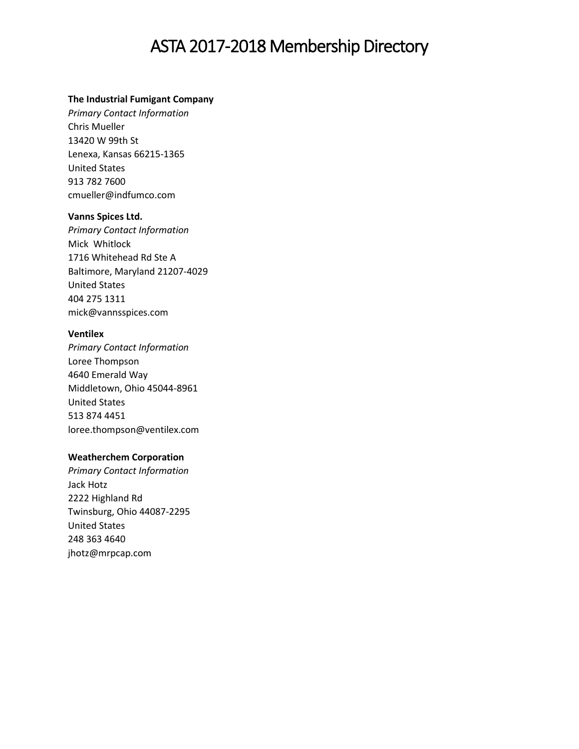**The Industrial Fumigant Company**
*Primary Contact Information*
Chris Mueller
13420 W 99th St
Lenexa, Kansas 66215-1365
United States
913 782 7600
cmueller@indfumco.com

**Vanns Spices Ltd.**
*Primary Contact Information*
Mick Whitlock
1716 Whitehead Rd Ste A
Baltimore, Maryland 21207-4029
United States
404 275 1311
mick@vannsspices.com

**Ventilex**
*Primary Contact Information*
Loree Thompson
4640 Emerald Way
Middletown, Ohio 45044-8961
United States
513 874 4451
loree.thompson@ventilex.com

**Weatherchem Corporation**
*Primary Contact Information*
Jack Hotz
2222 Highland Rd
Twinsburg, Ohio 44087-2295
United States
248 363 4640
jhotz@mrpcap.com